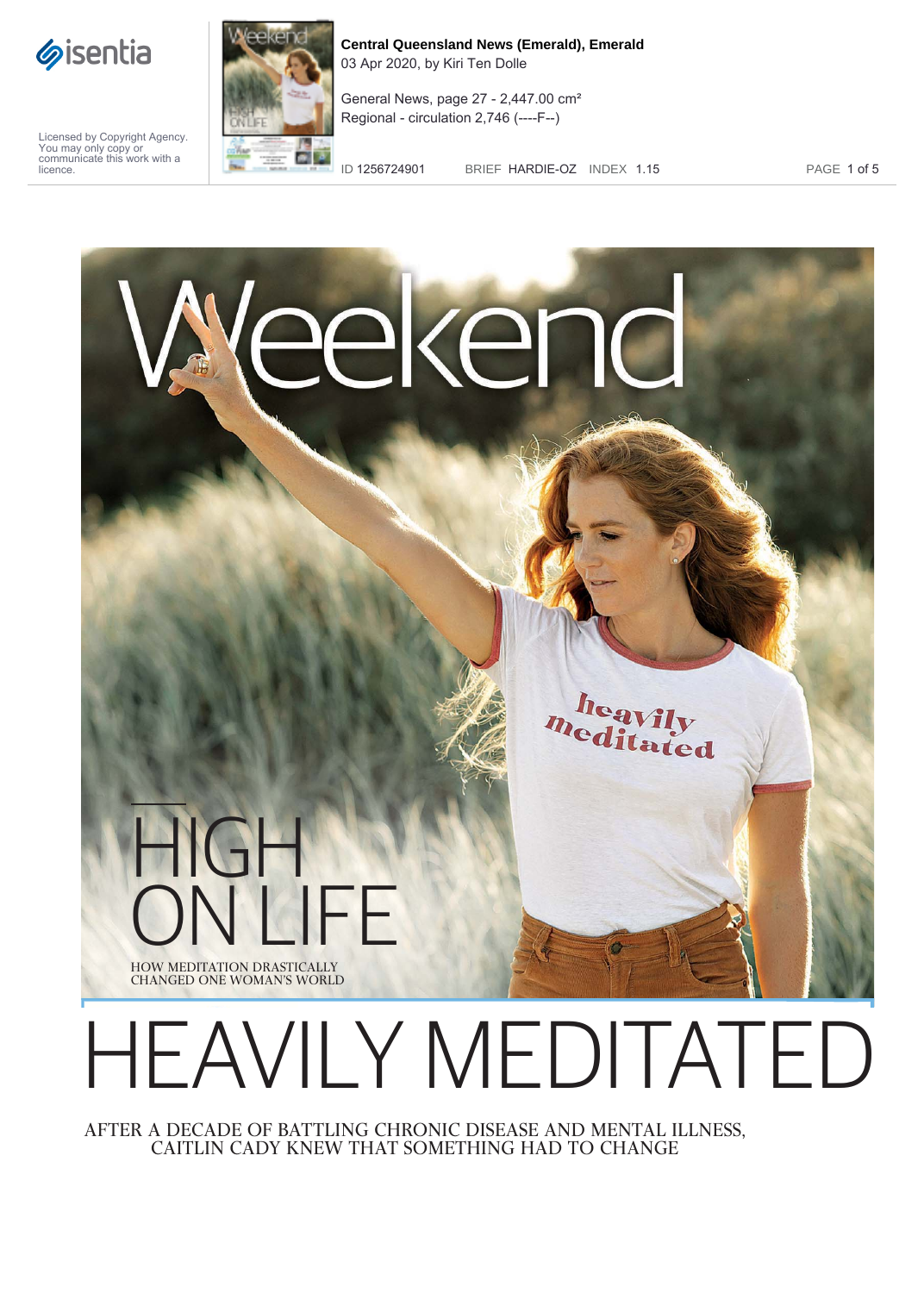Central Queensland News (Emerald), Emerald
03 Apr 2020, by Kiri Ten Dolle

General News, page 27 - 2,447.00 cm²
Regional - circulation 2,746 (----F--)

ID 1256724901 BRIEF HARDIE-OZ INDEX 1.15

Weekend

HIGH ON LIFE

HOW MEDITATION DRASTICALLY CHANGED ONE WOMAN'S WORLD

# HEAVILY MEDITATED

AFTER A DECADE OF BATTLING CHRONIC DISEASE AND MENTAL ILLNESS, CAITLIN CADY KNEW THAT SOMETHING HAD TO CHANGE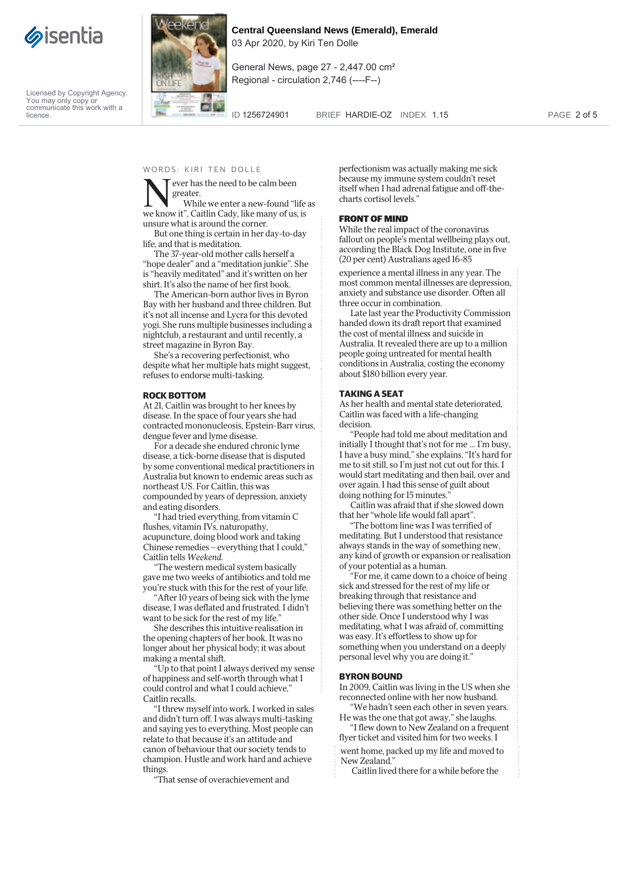WORDS: KIRI TEN DOLLE

Never has the need to be calm been greater.

While we enter a new-found "life as we know it", Caitlin Cady, like many of us, is unsure what is around the corner.

But one thing is certain in her day-to-day life, and that is meditation.

The 37-year-old mother calls herself a "hope dealer" and a "meditation junkie". She is "heavily meditated" and it's written on her shirt. It's also the name of her first book.

The American-born author lives in Byron Bay with her husband and three children. But it's not all incense and Lycra for this devoted yogi. She runs multiple businesses including a nightclub, a restaurant and until recently, a street magazine in Byron Bay.

She's a recovering perfectionist, who despite what her multiple hats might suggest, refuses to endorse multi-tasking.

**ROCK BOTTOM**

At 21, Caitlin was brought to her knees by disease. In the space of four years she had contracted mononucleosis, Epstein-Barr virus, dengue fever and lyme disease.

For a decade she endured chronic lyme disease, a tick-borne disease that is disputed by some conventional medical practitioners in Australia but known to endemic areas such as northeast US. For Caitlin, this was compounded by years of depression, anxiety and eating disorders.

"I had tried everything, from vitamin C flushes, vitamin IVs, naturopathy, acupuncture, doing blood work and taking Chinese remedies – everything that I could," Caitlin tells *Weekend*.

"The western medical system basically gave me two weeks of antibiotics and told me you're stuck with this for the rest of your life.

"After 10 years of being sick with the lyme disease, I was deflated and frustrated. I didn't want to be sick for the rest of my life."

She describes this intuitive realisation in the opening chapters of her book. It was no longer about her physical body; it was about making a mental shift.

"Up to that point I always derived my sense of happiness and self-worth through what I could control and what I could achieve," Caitlin recalls.

"I threw myself into work. I worked in sales and didn't turn off. I was always multi-tasking and saying yes to everything. Most people can relate to that because it's an attitude and canon of behaviour that our society tends to champion. Hustle and work hard and achieve things.

"That sense of overachievement and perfectionism was actually making me sick because my immune system couldn't reset itself when I had adrenal fatigue and off-the-charts cortisol levels."

**FRONT OF MIND**

While the real impact of the coronavirus fallout on people's mental wellbeing plays out, according the Black Dog Institute, one in five (20 per cent) Australians aged 16-85 experience a mental illness in any year. The most common mental illnesses are depression, anxiety and substance use disorder. Often all three occur in combination.

Late last year the Productivity Commission handed down its draft report that examined the cost of mental illness and suicide in Australia. It revealed there are up to a million people going untreated for mental health conditions in Australia, costing the economy about $180 billion every year.

**TAKING A SEAT**

As her health and mental state deteriorated, Caitlin was faced with a life-changing decision.

"People had told me about meditation and initially I thought that's not for me ... I'm busy, I have a busy mind," she explains. "It's hard for me to sit still, so I'm just not cut out for this. I would start meditating and then bail, over and over again. I had this sense of guilt about doing nothing for 15 minutes."

Caitlin was afraid that if she slowed down that her "whole life would fall apart".

"The bottom line was I was terrified of meditating. But I understood that resistance always stands in the way of something new, any kind of growth or expansion or realisation of your potential as a human.

"For me, it came down to a choice of being sick and stressed for the rest of my life or breaking through that resistance and believing there was something better on the other side. Once I understood why I was meditating, what I was afraid of, committing was easy. It's effortless to show up for something when you understand on a deeply personal level why you are doing it."

**BYRON BOUND**

In 2009, Caitlin was living in the US when she reconnected online with her now husband.

"We hadn't seen each other in seven years. He was the one that got away," she laughs.

"I flew down to New Zealand on a frequent flyer ticket and visited him for two weeks. I went home, packed up my life and moved to New Zealand."

Caitlin lived there for a while before the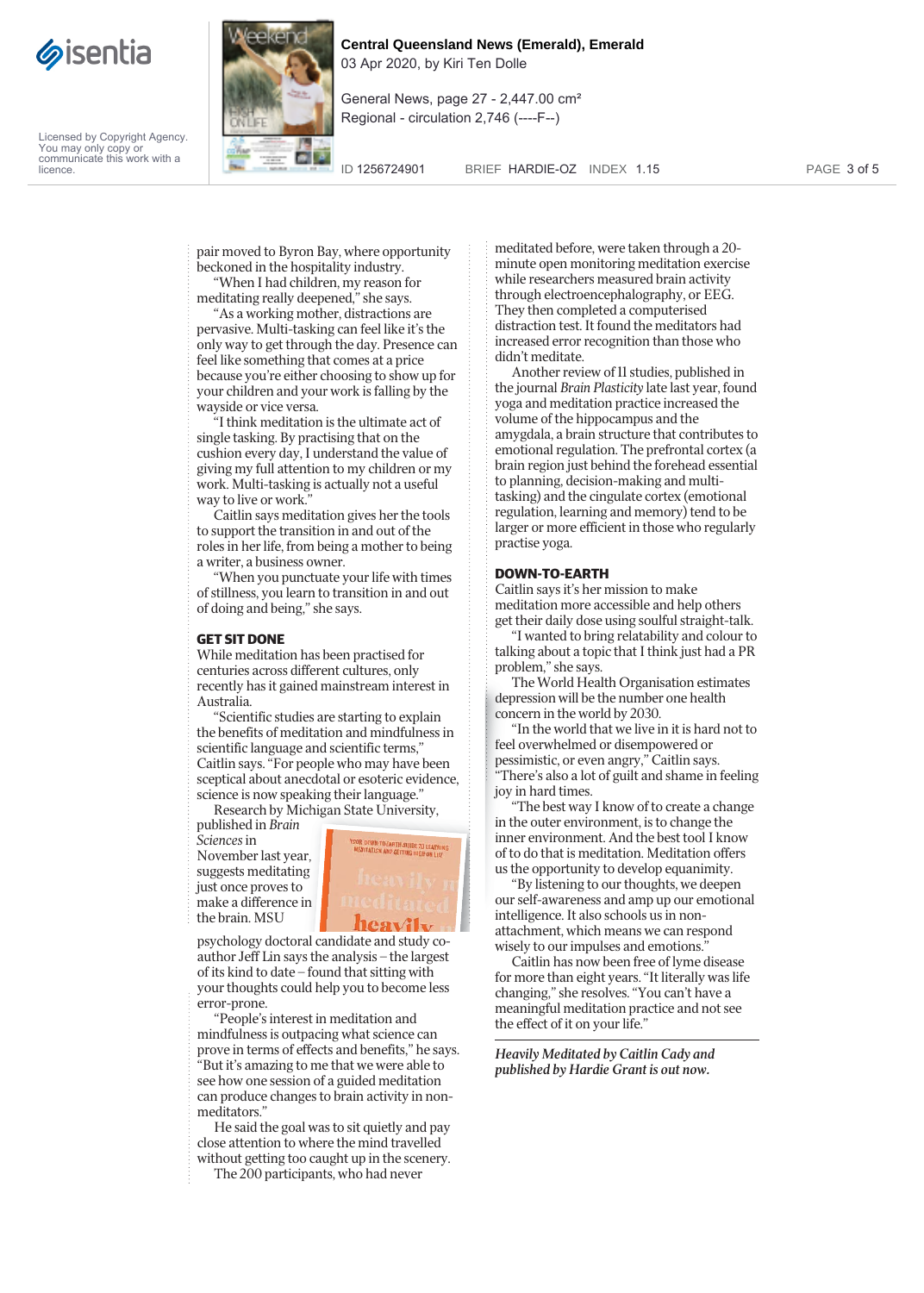pair moved to Byron Bay, where opportunity beckoned in the hospitality industry.

"When I had children, my reason for meditating really deepened," she says.

"As a working mother, distractions are pervasive. Multi-tasking can feel like it's the only way to get through the day. Presence can feel like something that comes at a price because you're either choosing to show up for your children and your work is falling by the wayside or vice versa.

"I think meditation is the ultimate act of single tasking. By practising that on the cushion every day, I understand the value of giving my full attention to my children or my work. Multi-tasking is actually not a useful way to live or work."

Caitlin says meditation gives her the tools to support the transition in and out of the roles in her life, from being a mother to being a writer, a business owner.

"When you punctuate your life with times of stillness, you learn to transition in and out of doing and being," she says.

## GET SIT DONE

While meditation has been practised for centuries across different cultures, only recently has it gained mainstream interest in Australia.

"Scientific studies are starting to explain the benefits of meditation and mindfulness in scientific language and scientific terms," Caitlin says. "For people who may have been sceptical about anecdotal or esoteric evidence, science is now speaking their language."

Research by Michigan State University, published in *Brain Sciences* in November last year, suggests meditating just once proves to make a difference in the brain. MSU psychology doctoral candidate and study co-author Jeff Lin says the analysis – the largest of its kind to date – found that sitting with your thoughts could help you to become less error-prone.

"People's interest in meditation and mindfulness is outpacing what science can prove in terms of effects and benefits," he says. "But it's amazing to me that we were able to see how one session of a guided meditation can produce changes to brain activity in non-meditators."

He said the goal was to sit quietly and pay close attention to where the mind travelled without getting too caught up in the scenery.

The 200 participants, who had never meditated before, were taken through a 20-minute open monitoring meditation exercise while researchers measured brain activity through electroencephalography, or EEG. They then completed a computerised distraction test. It found the meditators had increased error recognition than those who didn't meditate.

Another review of 11 studies, published in the journal *Brain Plasticity* late last year, found yoga and meditation practice increased the volume of the hippocampus and the amygdala, a brain structure that contributes to emotional regulation. The prefrontal cortex (a brain region just behind the forehead essential to planning, decision-making and multi-tasking) and the cingulate cortex (emotional regulation, learning and memory) tend to be larger or more efficient in those who regularly practise yoga.

## DOWN-TO-EARTH

Caitlin says it's her mission to make meditation more accessible and help others get their daily dose using soulful straight-talk.

"I wanted to bring relatability and colour to talking about a topic that I think just had a PR problem," she says.

The World Health Organisation estimates depression will be the number one health concern in the world by 2030.

"In the world that we live in it is hard not to feel overwhelmed or disempowered or pessimistic, or even angry," Caitlin says. "There's also a lot of guilt and shame in feeling joy in hard times.

"The best way I know of to create a change in the outer environment, is to change the inner environment. And the best tool I know of to do that is meditation. Meditation offers us the opportunity to develop equanimity.

"By listening to our thoughts, we deepen our self-awareness and amp up our emotional intelligence. It also schools us in non-attachment, which means we can respond wisely to our impulses and emotions."

Caitlin has now been free of lyme disease for more than eight years. "It literally was life changing," she resolves. "You can't have a meaningful meditation practice and not see the effect of it on your life."

---

*Heavily Meditated by Caitlin Cady and published by Hardie Grant is out now.*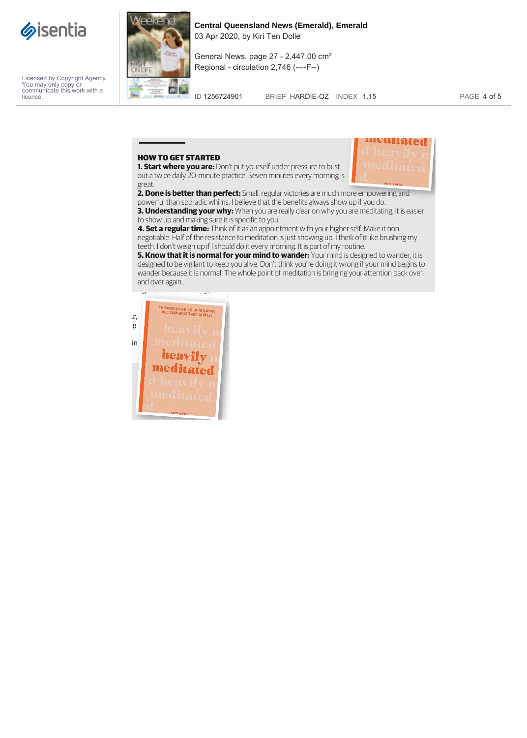### HOW TO GET STARTED

**1. Start where you are:** Don't put yourself under pressure to bust out a twice daily 20-minute practice. Seven minutes every morning is great.

**2. Done is better than perfect:** Small, regular victories are much more empowering and powerful than sporadic whims. I believe that the benefits always show up if you do.

**3. Understanding your why:** When you are really clear on why you are meditating, it is easier to show up and making sure it is specific to you.

**4. Set a regular time:** Think of it as an appointment with your higher self. Make it non-negotiable. Half of the resistance to meditation is just showing up. I think of it like brushing my teeth. I don't weigh up if I should do it every morning. It is part of my routine.

**5. Know that it is normal for your mind to wander:** Your mind is designed to wander, it is designed to be vigilant to keep you alive. Don't think you're doing it wrong if your mind begins to wander because it is normal. The whole point of meditation is bringing your attention back over and over again..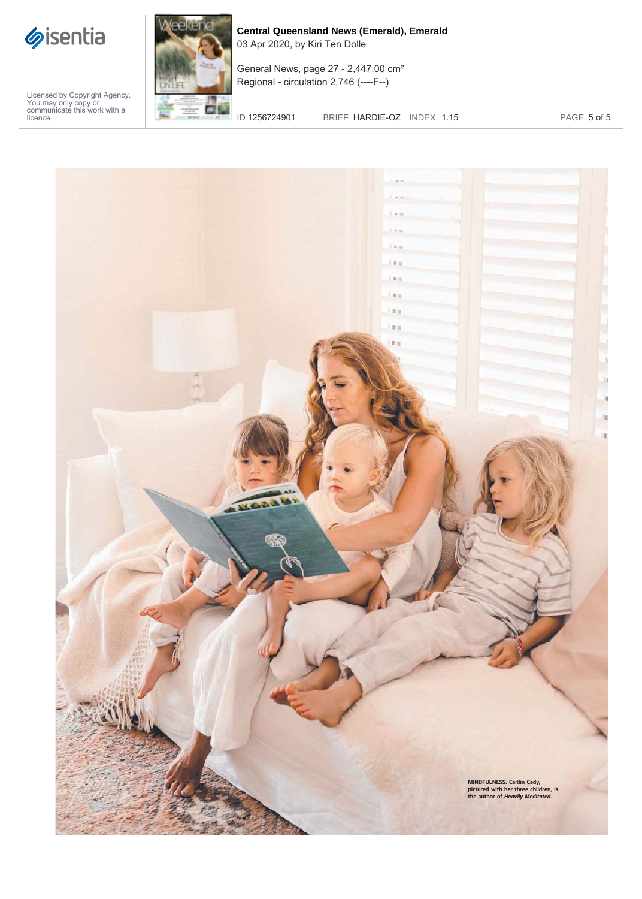MINDFULNESS: Caitlin Cady, pictured with her three children, is the author of *Heavily Meditated*.